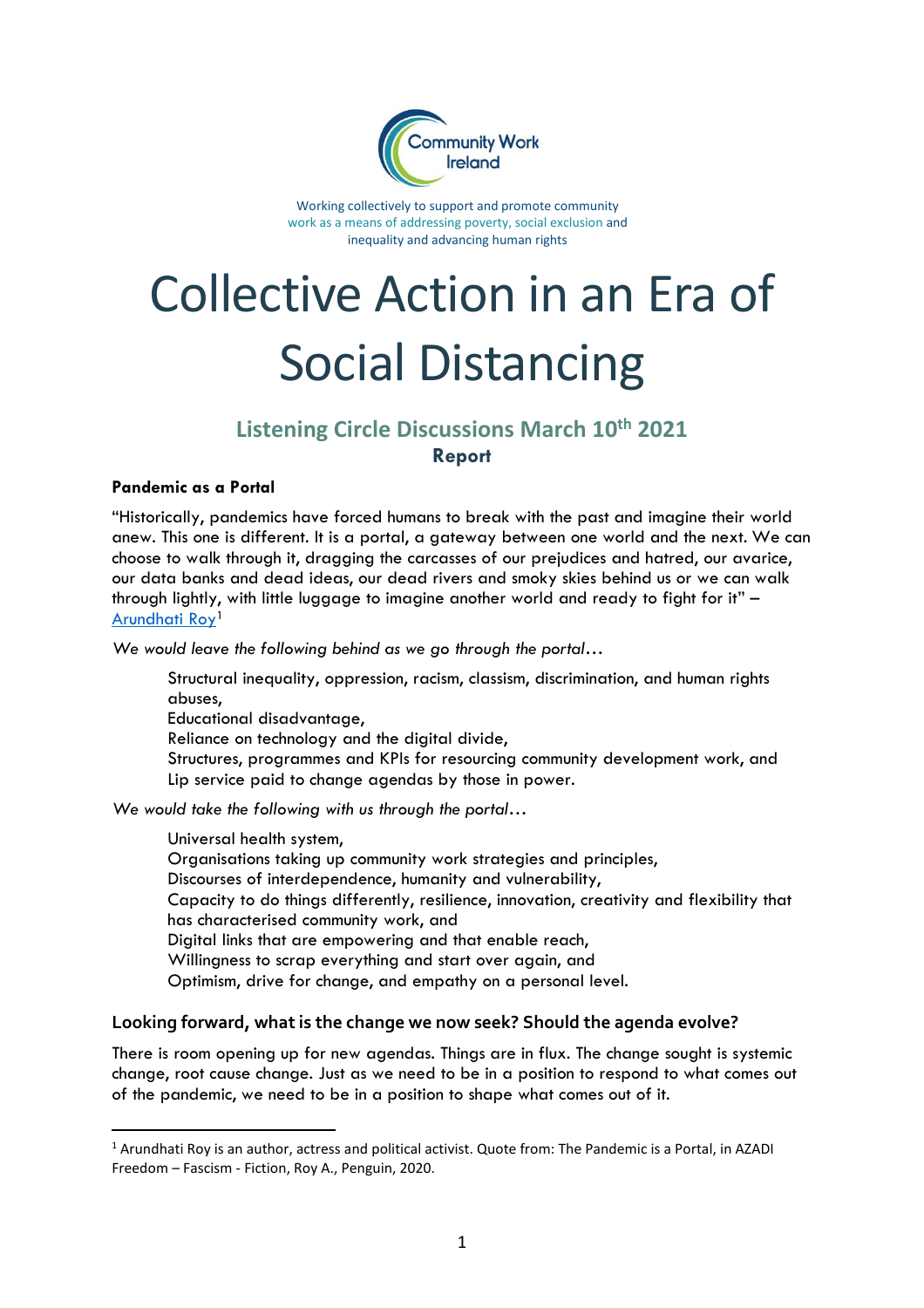Community Work Ireland

Working collectively to support and promote community work as a means of addressing poverty, social exclusion and inequality and advancing human rights

# Collective Action in an Era of Social Distancing

## Listening Circle Discussions March 10th 2021

**Report**

**Pandemic as a Portal**

"Historically, pandemics have forced humans to break with the past and imagine their world anew. This one is different. It is a portal, a gateway between one world and the next. We can choose to walk through it, dragging the carcasses of our prejudices and hatred, our avarice, our data banks and dead ideas, our dead rivers and smoky skies behind us or we can walk through lightly, with little luggage to imagine another world and ready to fight for it" – Arundhati Roy[1]

*We would leave the following behind as we go through the portal…*

> Structural inequality, oppression, racism, classism, discrimination, and human rights abuses,
> Educational disadvantage,
> Reliance on technology and the digital divide,
> Structures, programmes and KPIs for resourcing community development work, and
> Lip service paid to change agendas by those in power.

*We would take the following with us through the portal…*

> Universal health system,
> Organisations taking up community work strategies and principles,
> Discourses of interdependence, humanity and vulnerability,
> Capacity to do things differently, resilience, innovation, creativity and flexibility that has characterised community work, and
> Digital links that are empowering and that enable reach,
> Willingness to scrap everything and start over again, and
> Optimism, drive for change, and empathy on a personal level.

### Looking forward, what is the change we now seek? Should the agenda evolve?

There is room opening up for new agendas. Things are in flux. The change sought is systemic change, root cause change. Just as we need to be in a position to respond to what comes out of the pandemic, we need to be in a position to shape what comes out of it.

---

[1] Arundhati Roy is an author, actress and political activist. Quote from: The Pandemic is a Portal, in AZADI Freedom – Fascism - Fiction, Roy A., Penguin, 2020.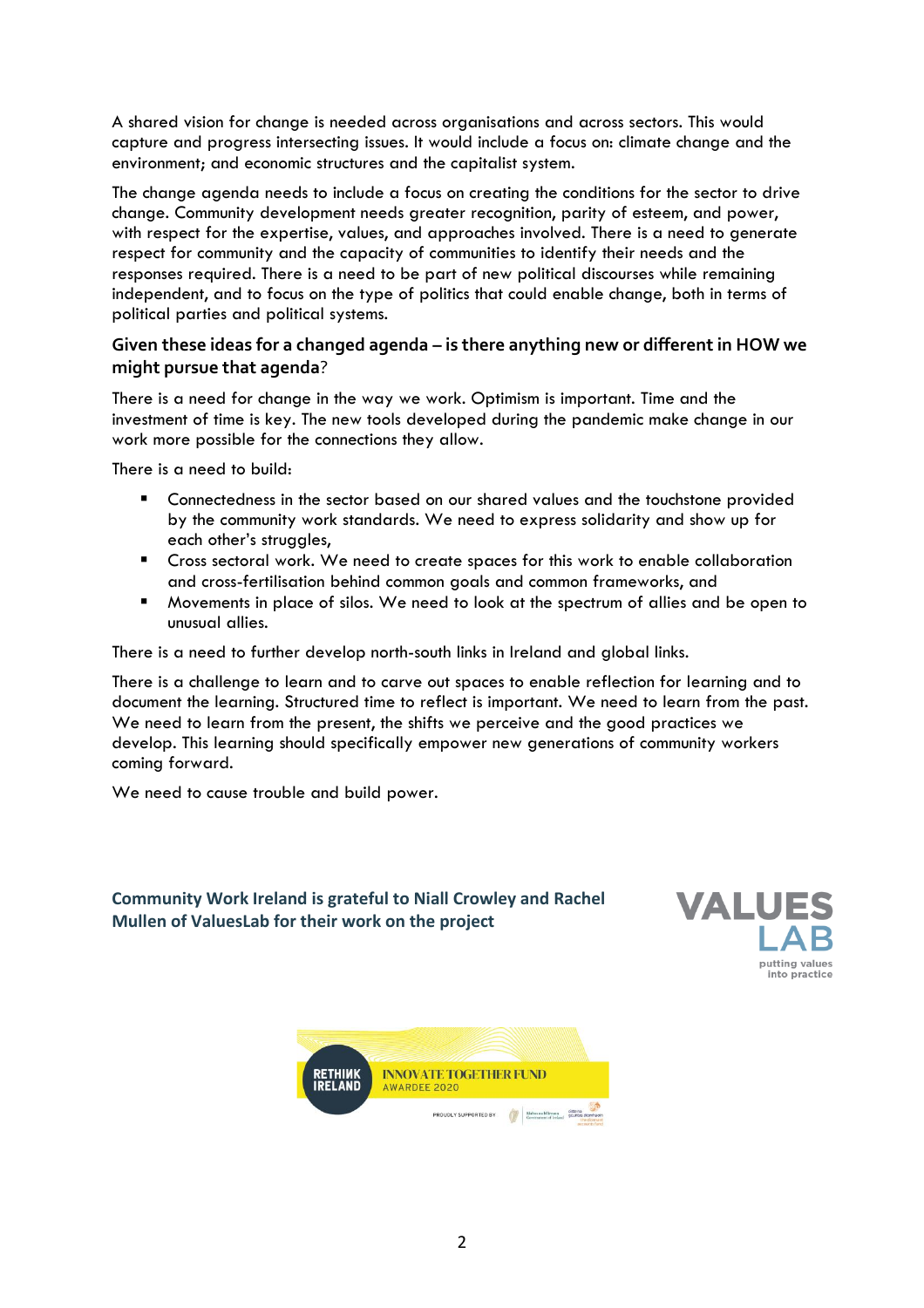A shared vision for change is needed across organisations and across sectors. This would capture and progress intersecting issues. It would include a focus on: climate change and the environment; and economic structures and the capitalist system.

The change agenda needs to include a focus on creating the conditions for the sector to drive change. Community development needs greater recognition, parity of esteem, and power, with respect for the expertise, values, and approaches involved. There is a need to generate respect for community and the capacity of communities to identify their needs and the responses required. There is a need to be part of new political discourses while remaining independent, and to focus on the type of politics that could enable change, both in terms of political parties and political systems.

### Given these ideas for a changed agenda – is there anything new or different in HOW we might pursue that agenda?

There is a need for change in the way we work. Optimism is important. Time and the investment of time is key. The new tools developed during the pandemic make change in our work more possible for the connections they allow.

There is a need to build:

- Connectedness in the sector based on our shared values and the touchstone provided by the community work standards. We need to express solidarity and show up for each other's struggles,
- Cross sectoral work. We need to create spaces for this work to enable collaboration and cross-fertilisation behind common goals and common frameworks, and
- Movements in place of silos. We need to look at the spectrum of allies and be open to unusual allies.

There is a need to further develop north-south links in Ireland and global links.

There is a challenge to learn and to carve out spaces to enable reflection for learning and to document the learning. Structured time to reflect is important. We need to learn from the past. We need to learn from the present, the shifts we perceive and the good practices we develop. This learning should specifically empower new generations of community workers coming forward.

We need to cause trouble and build power.

**Community Work Ireland is grateful to Niall Crowley and Rachel Mullen of ValuesLab for their work on the project**

VALUES LAB
putting values into practice

RETHINK IRELAND
INNOVATE TOGETHER FUND
AWARDEE 2020
PROUDLY SUPPORTED BY